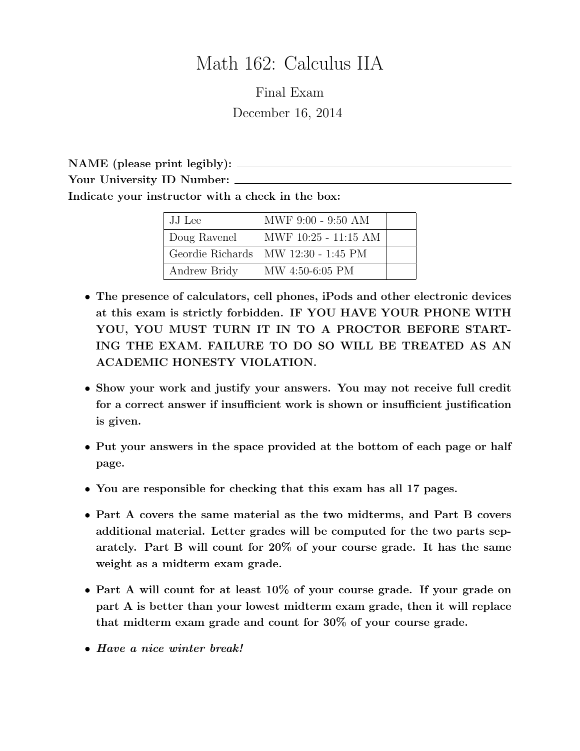# Math 162: Calculus IIA

Final Exam

December 16, 2014

**NAME (please print legibly):** ______________________________

**Your University ID Number:** ______________________________

**Indicate your instructor with a check in the box:**

| | | |
|---|---|---|
| JJ Lee | MWF 9:00 - 9:50 AM | |
| Doug Ravenel | MWF 10:25 - 11:15 AM | |
| Geordie Richards | MW 12:30 - 1:45 PM | |
| Andrew Bridy | MW 4:50-6:05 PM | |

- **The presence of calculators, cell phones, iPods and other electronic devices at this exam is strictly forbidden. IF YOU HAVE YOUR PHONE WITH YOU, YOU MUST TURN IT IN TO A PROCTOR BEFORE STARTING THE EXAM. FAILURE TO DO SO WILL BE TREATED AS AN ACADEMIC HONESTY VIOLATION.**
- **Show your work and justify your answers. You may not receive full credit for a correct answer if insufficient work is shown or insufficient justification is given.**
- **Put your answers in the space provided at the bottom of each page or half page.**
- **You are responsible for checking that this exam has all 17 pages.**
- **Part A covers the same material as the two midterms, and Part B covers additional material. Letter grades will be computed for the two parts separately. Part B will count for 20% of your course grade. It has the same weight as a midterm exam grade.**
- **Part A will count for at least 10% of your course grade. If your grade on part A is better than your lowest midterm exam grade, then it will replace that midterm exam grade and count for 30% of your course grade.**
- ***Have a nice winter break!***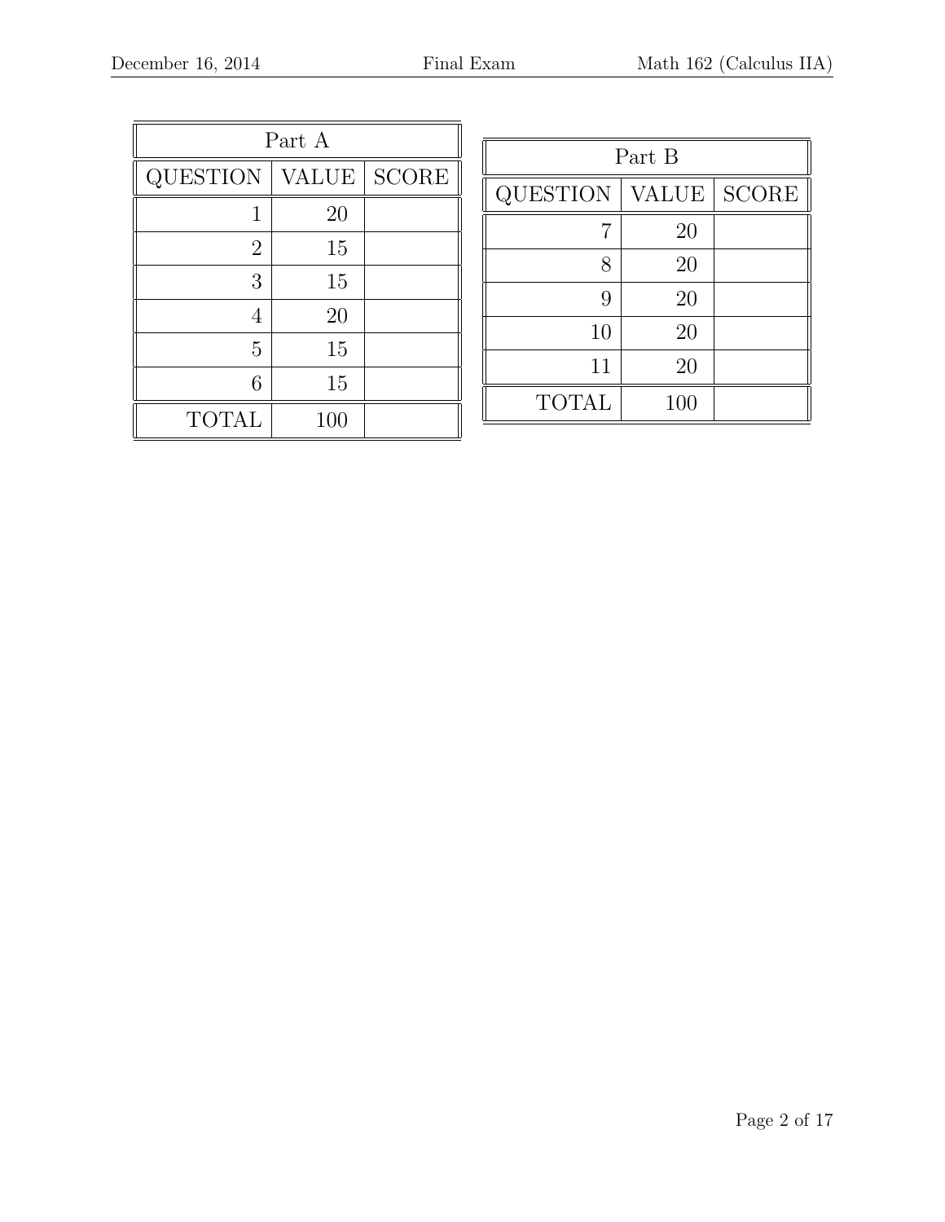| Part A | | |
|---|---|---|
| QUESTION | VALUE | SCORE |
| 1 | 20 | |
| 2 | 15 | |
| 3 | 15 | |
| 4 | 20 | |
| 5 | 15 | |
| 6 | 15 | |
| TOTAL | 100 | |

| Part B | | |
|---|---|---|
| QUESTION | VALUE | SCORE |
| 7 | 20 | |
| 8 | 20 | |
| 9 | 20 | |
| 10 | 20 | |
| 11 | 20 | |
| TOTAL | 100 | |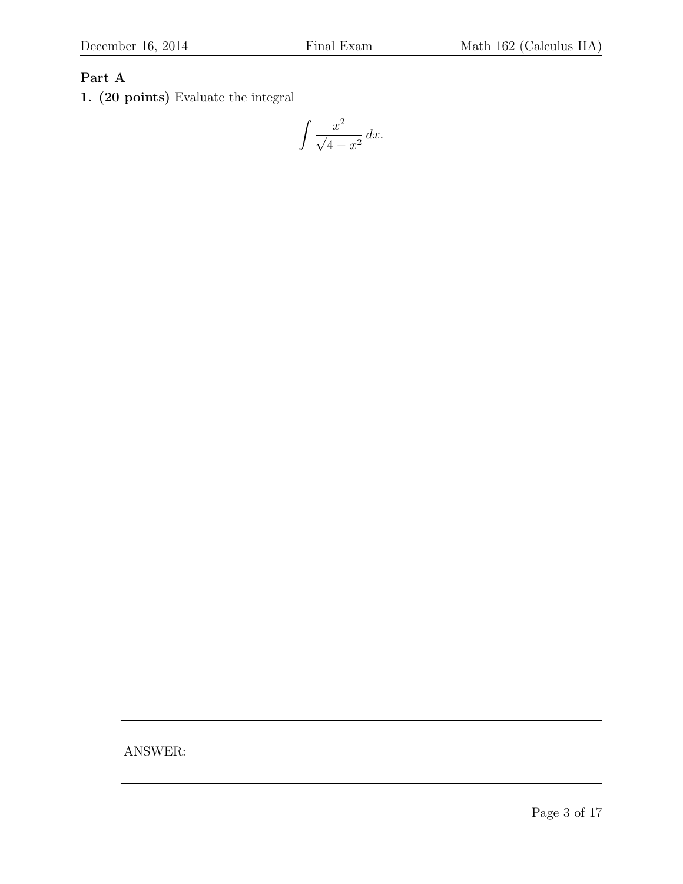**Part A**

**1. (20 points)** Evaluate the integral

$$\int \frac{x^2}{\sqrt{4-x^2}}\,dx.$$

ANSWER: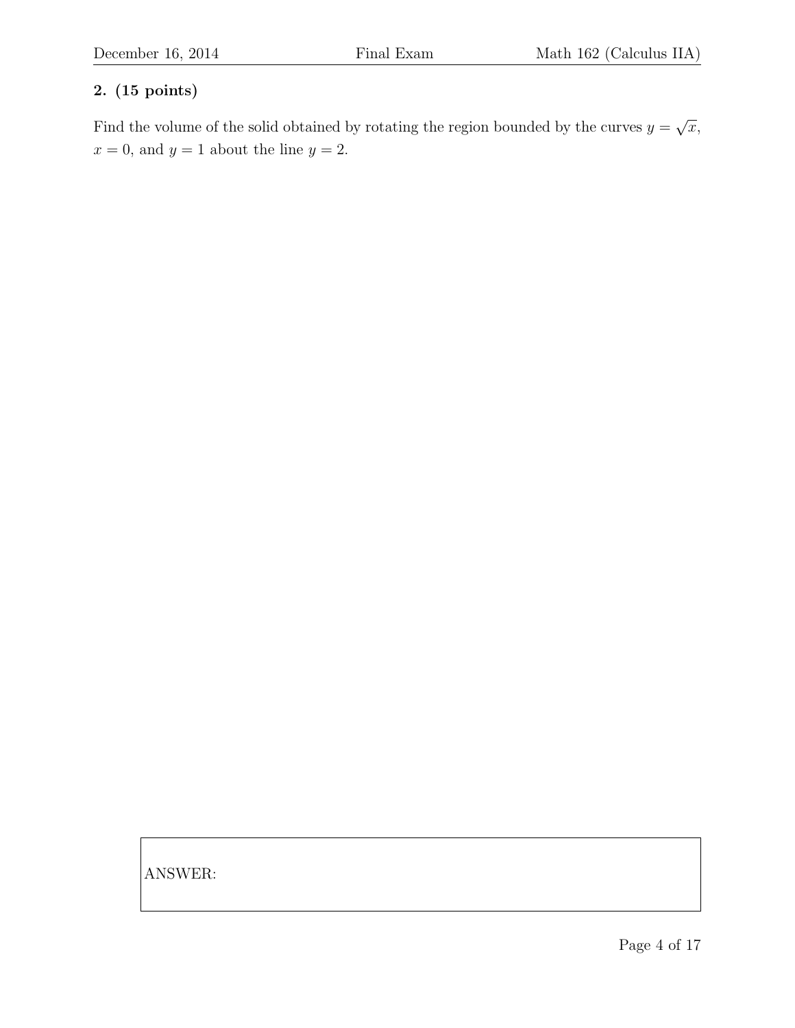**2. (15 points)**

Find the volume of the solid obtained by rotating the region bounded by the curves $y = \sqrt{x}$, $x = 0$, and $y = 1$ about the line $y = 2$.

ANSWER: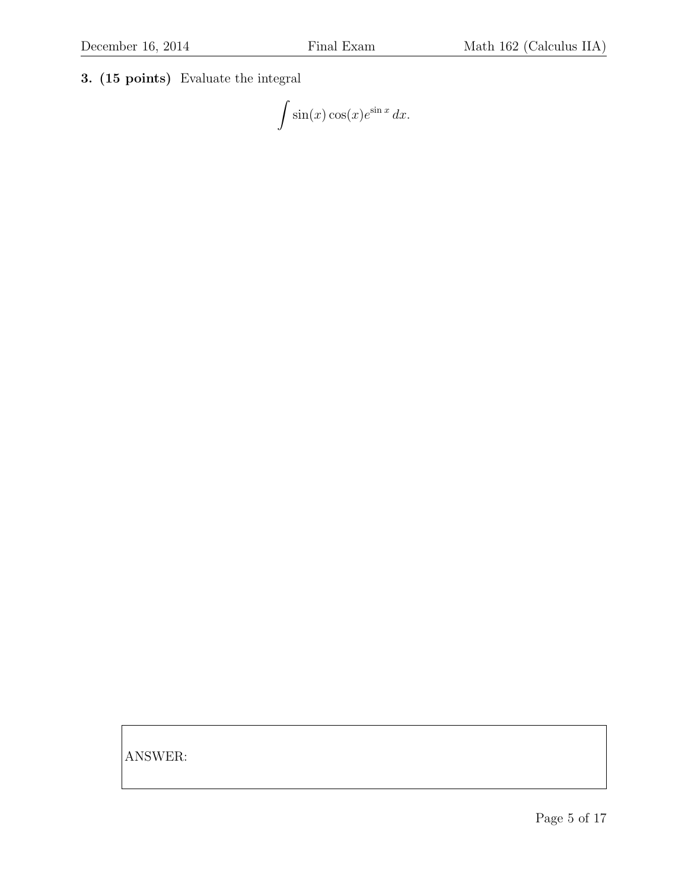**3. (15 points)** Evaluate the integral

$$\int \sin(x)\cos(x)e^{\sin x}\,dx.$$

ANSWER: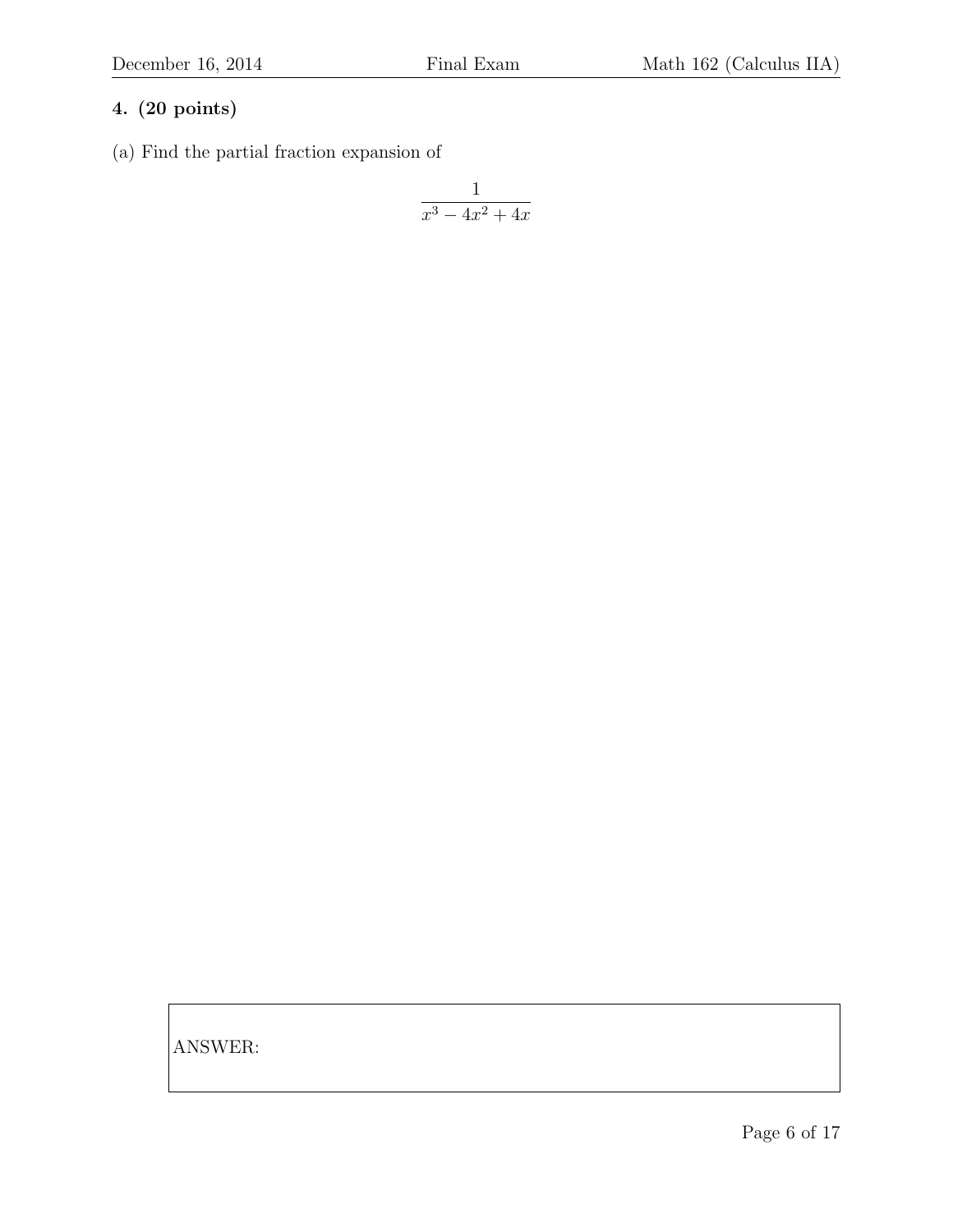**4. (20 points)**

(a) Find the partial fraction expansion of

$$\frac{1}{x^3 - 4x^2 + 4x}$$

ANSWER: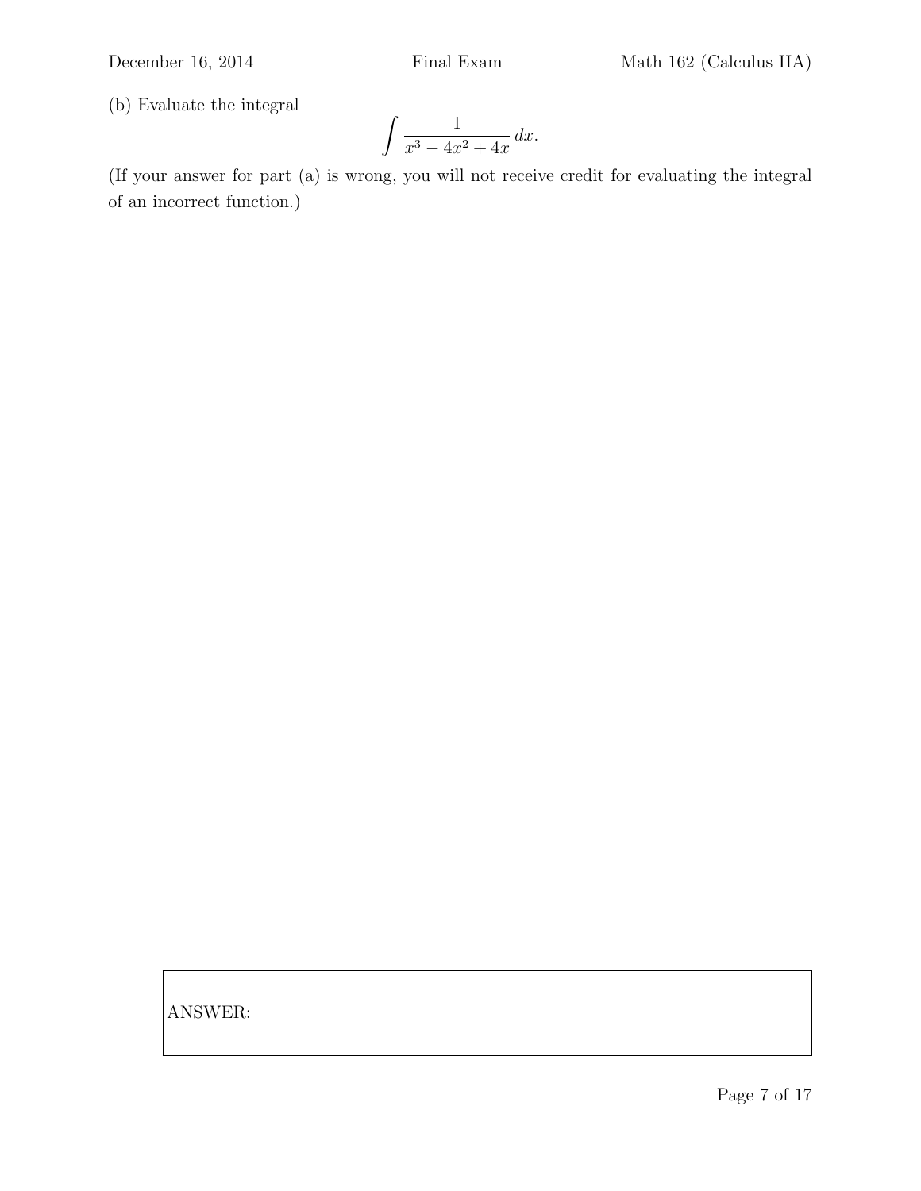(b) Evaluate the integral

$$\int \frac{1}{x^3 - 4x^2 + 4x}\, dx.$$

(If your answer for part (a) is wrong, you will not receive credit for evaluating the integral of an incorrect function.)

ANSWER: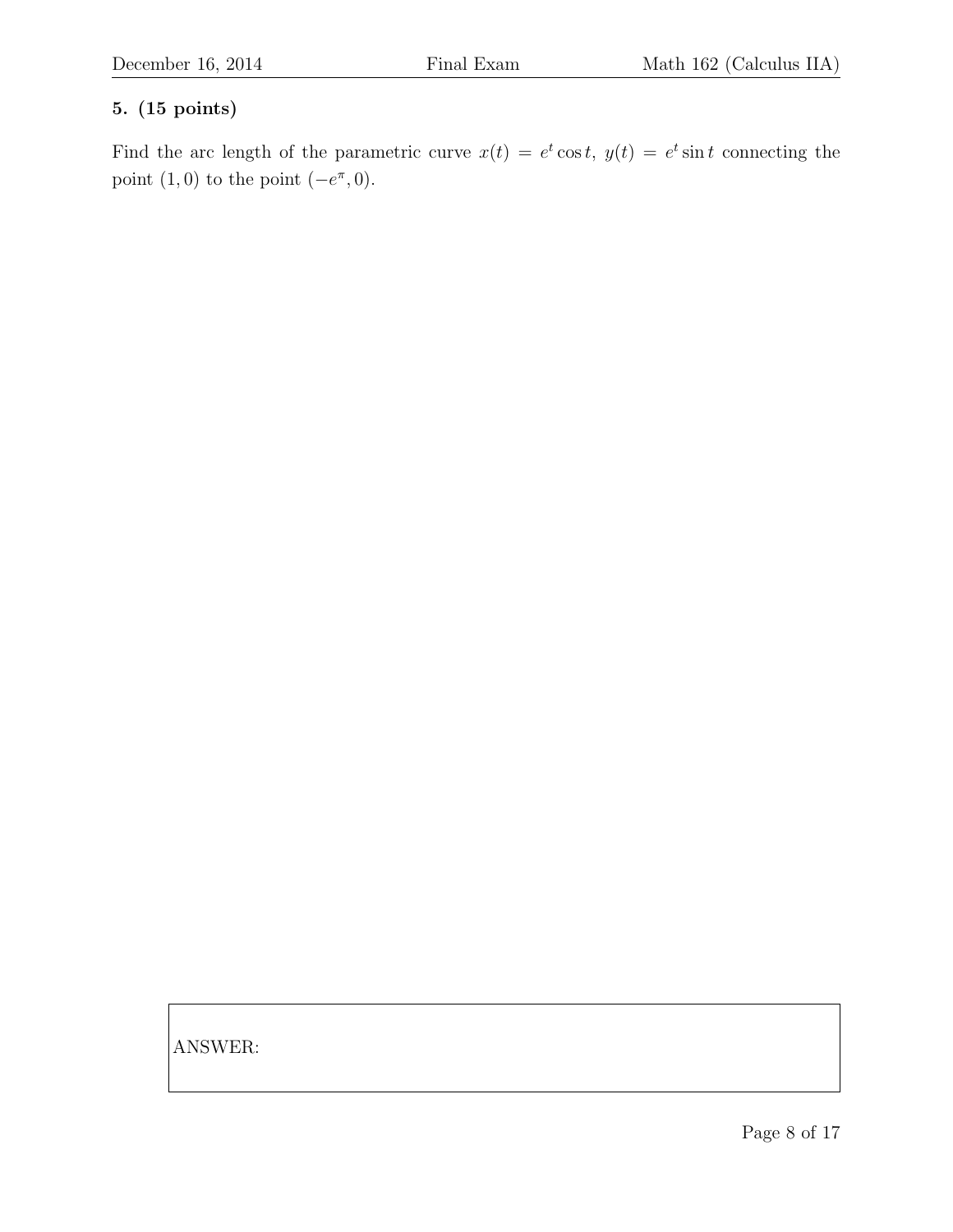**5. (15 points)**

Find the arc length of the parametric curve $x(t) = e^t \cos t$, $y(t) = e^t \sin t$ connecting the point $(1, 0)$ to the point $(-e^{\pi}, 0)$.

ANSWER: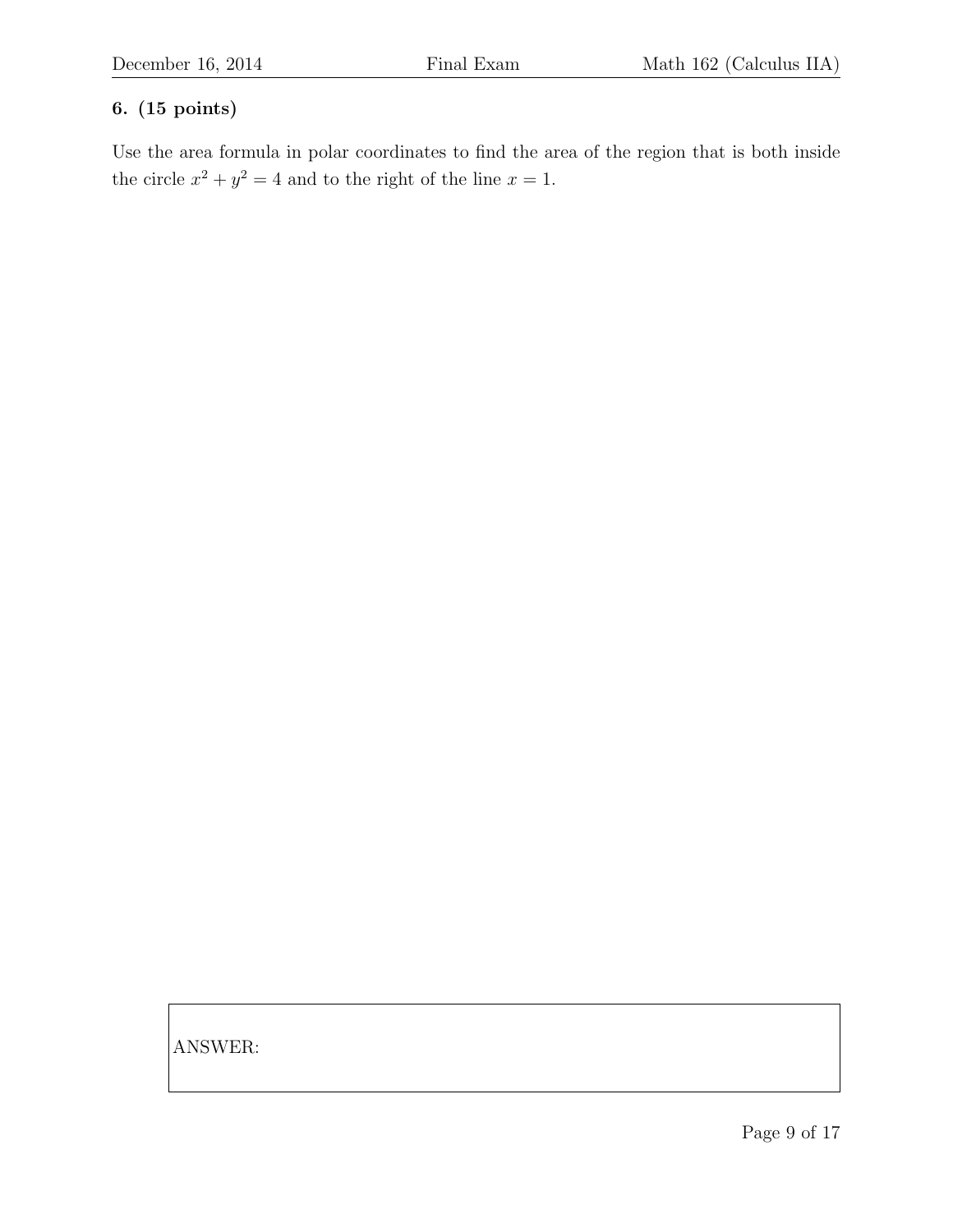**6. (15 points)**

Use the area formula in polar coordinates to find the area of the region that is both inside the circle $x^2 + y^2 = 4$ and to the right of the line $x = 1$.

ANSWER: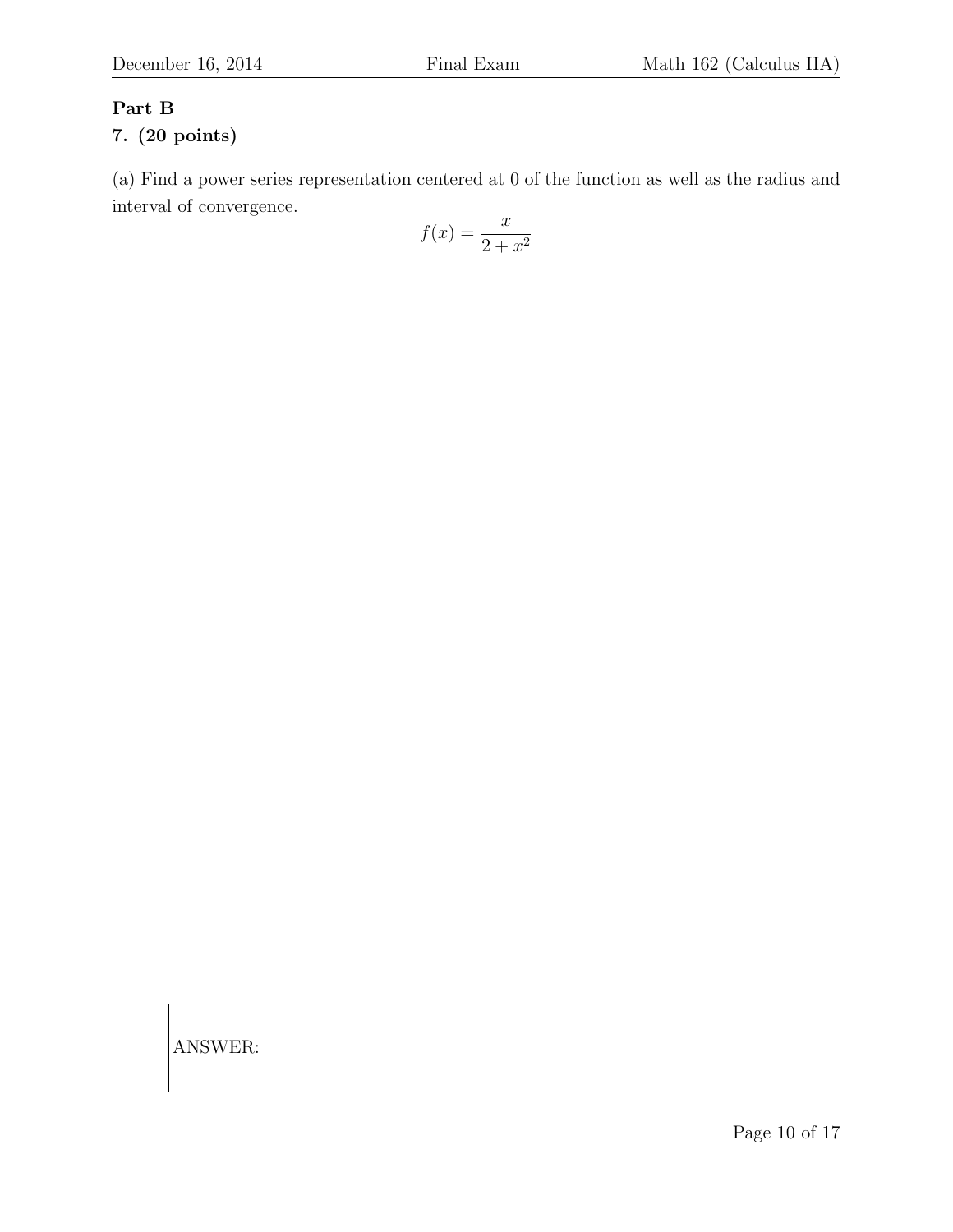**Part B**

**7. (20 points)**

(a) Find a power series representation centered at 0 of the function as well as the radius and interval of convergence.

$$f(x) = \frac{x}{2 + x^2}$$

ANSWER: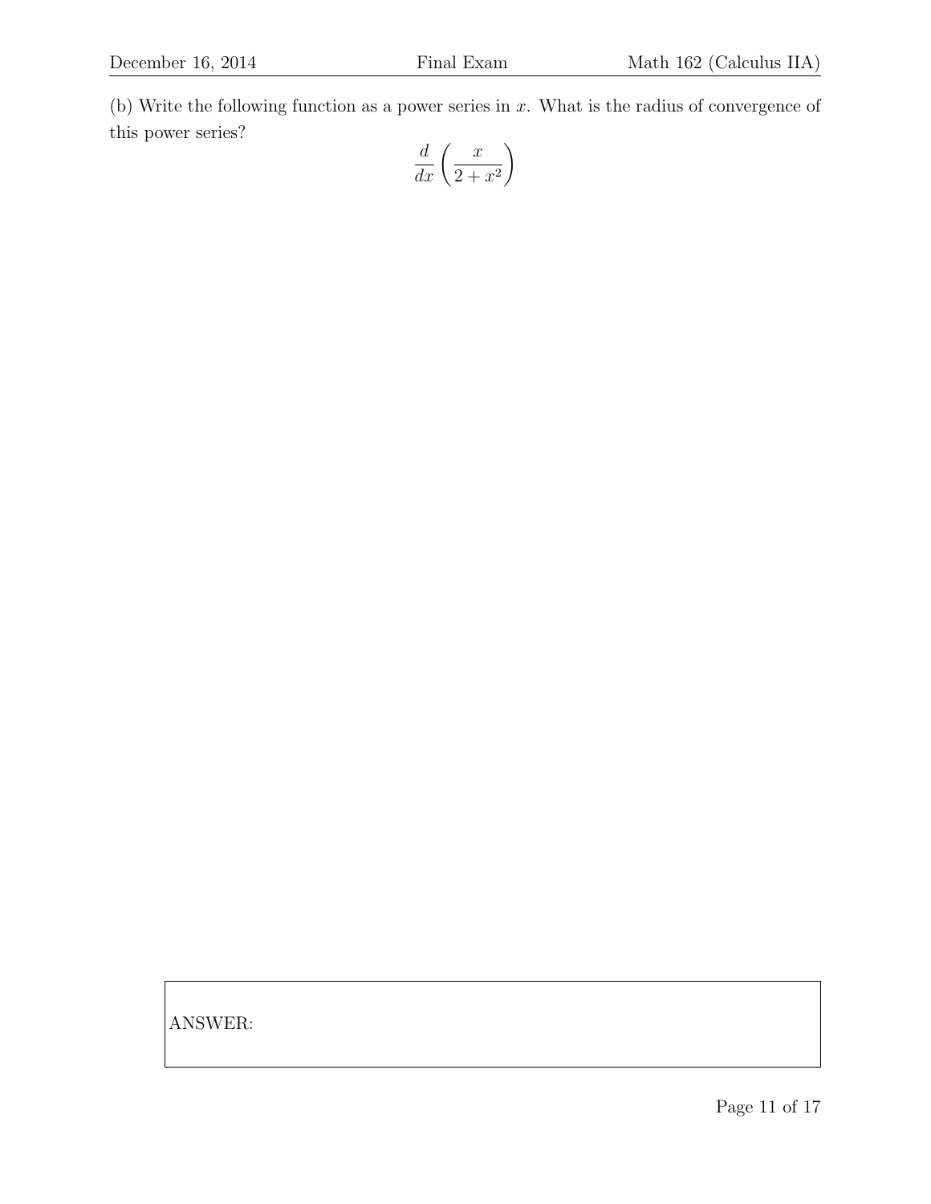(b) Write the following function as a power series in $x$. What is the radius of convergence of this power series?

$$\frac{d}{dx}\left(\frac{x}{2+x^2}\right)$$

ANSWER: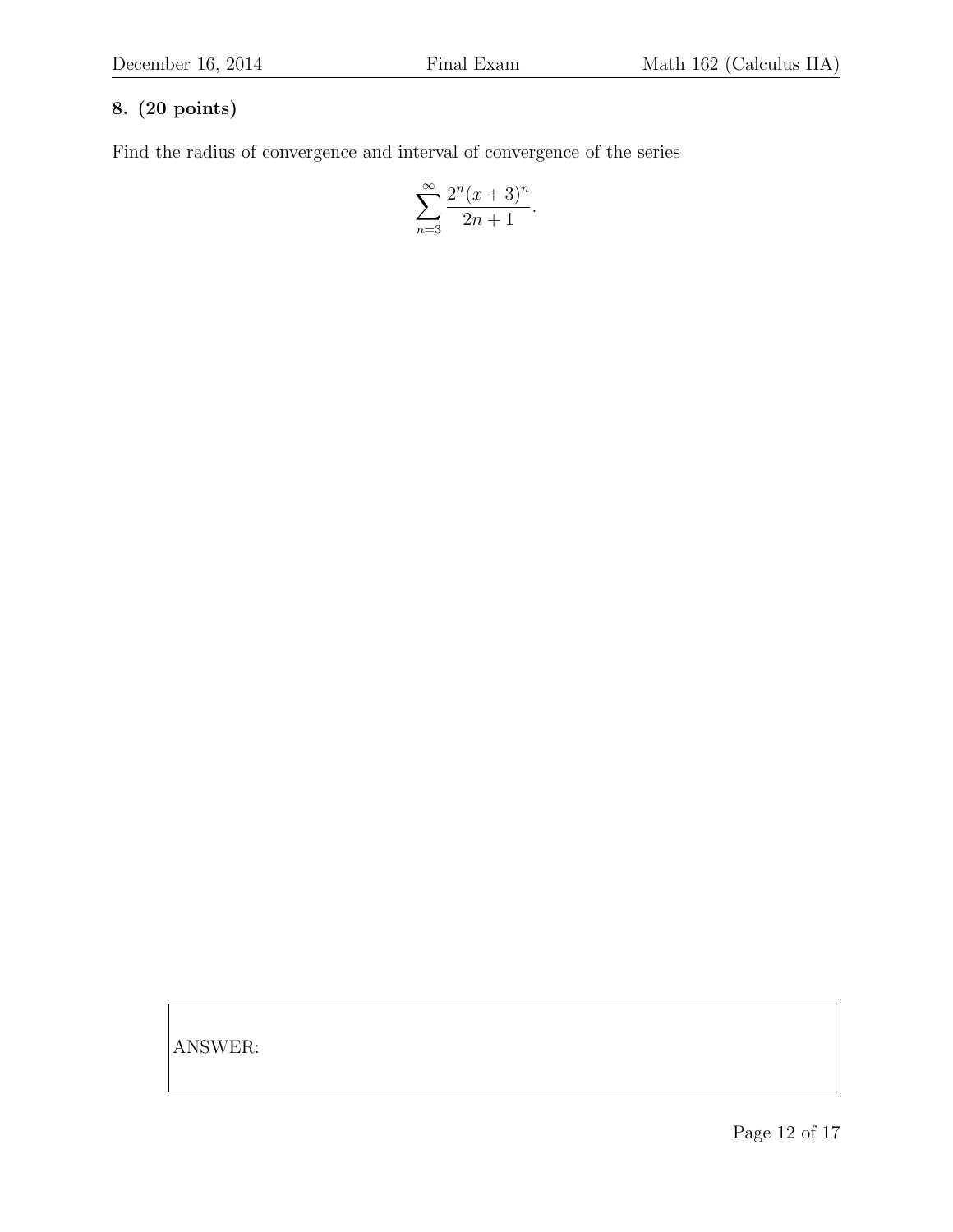**8. (20 points)**

Find the radius of convergence and interval of convergence of the series

$$\sum_{n=3}^{\infty} \frac{2^n(x+3)^n}{2n+1}.$$

ANSWER: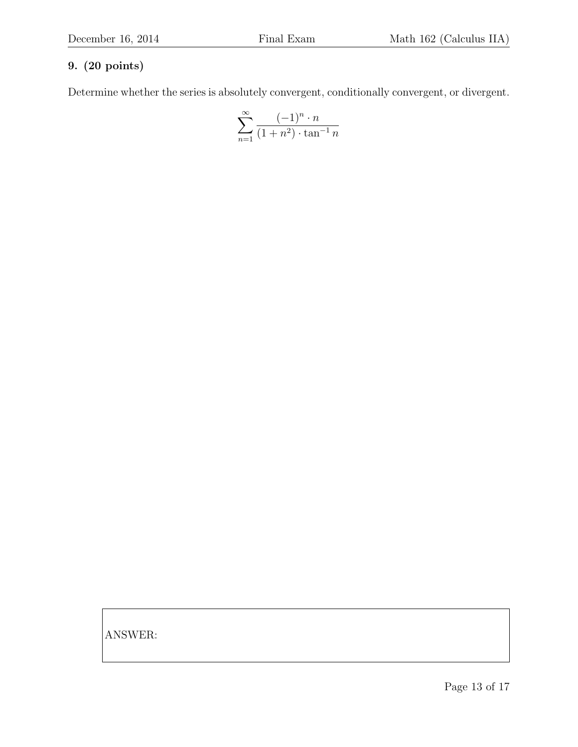**9. (20 points)**

Determine whether the series is absolutely convergent, conditionally convergent, or divergent.

$$\sum_{n=1}^{\infty} \frac{(-1)^n \cdot n}{(1+n^2) \cdot \tan^{-1} n}$$

ANSWER: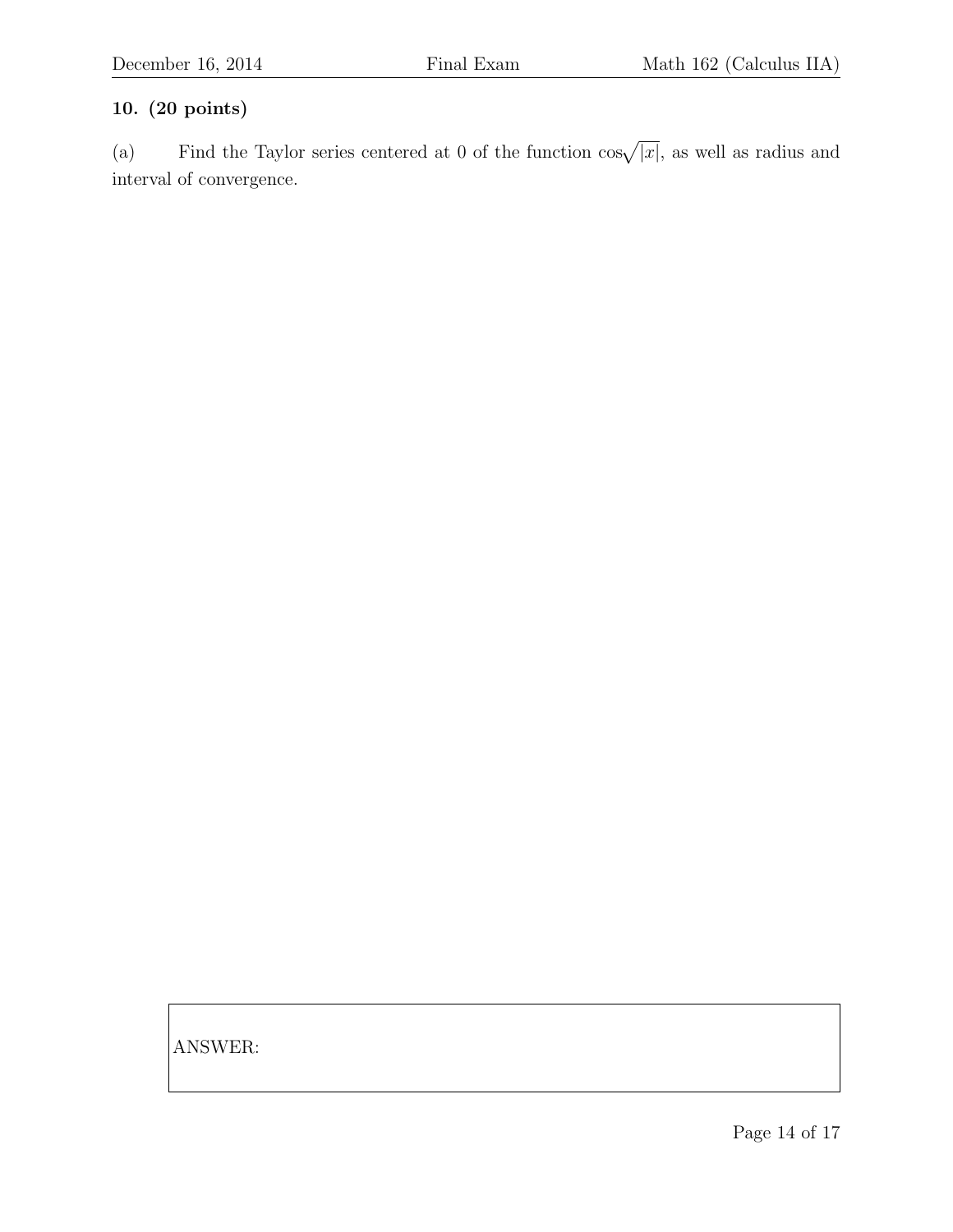**10. (20 points)**

(a) Find the Taylor series centered at 0 of the function $\cos\sqrt{|x|}$, as well as radius and interval of convergence.

ANSWER: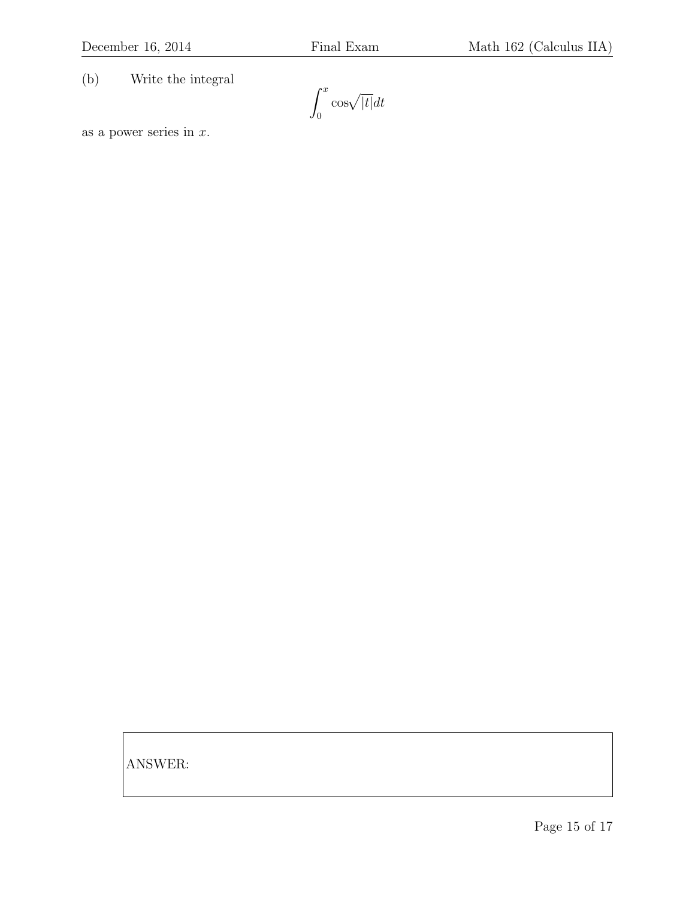(b) Write the integral

$$\int_0^x \cos\sqrt{|t|}\,dt$$

as a power series in $x$.

ANSWER: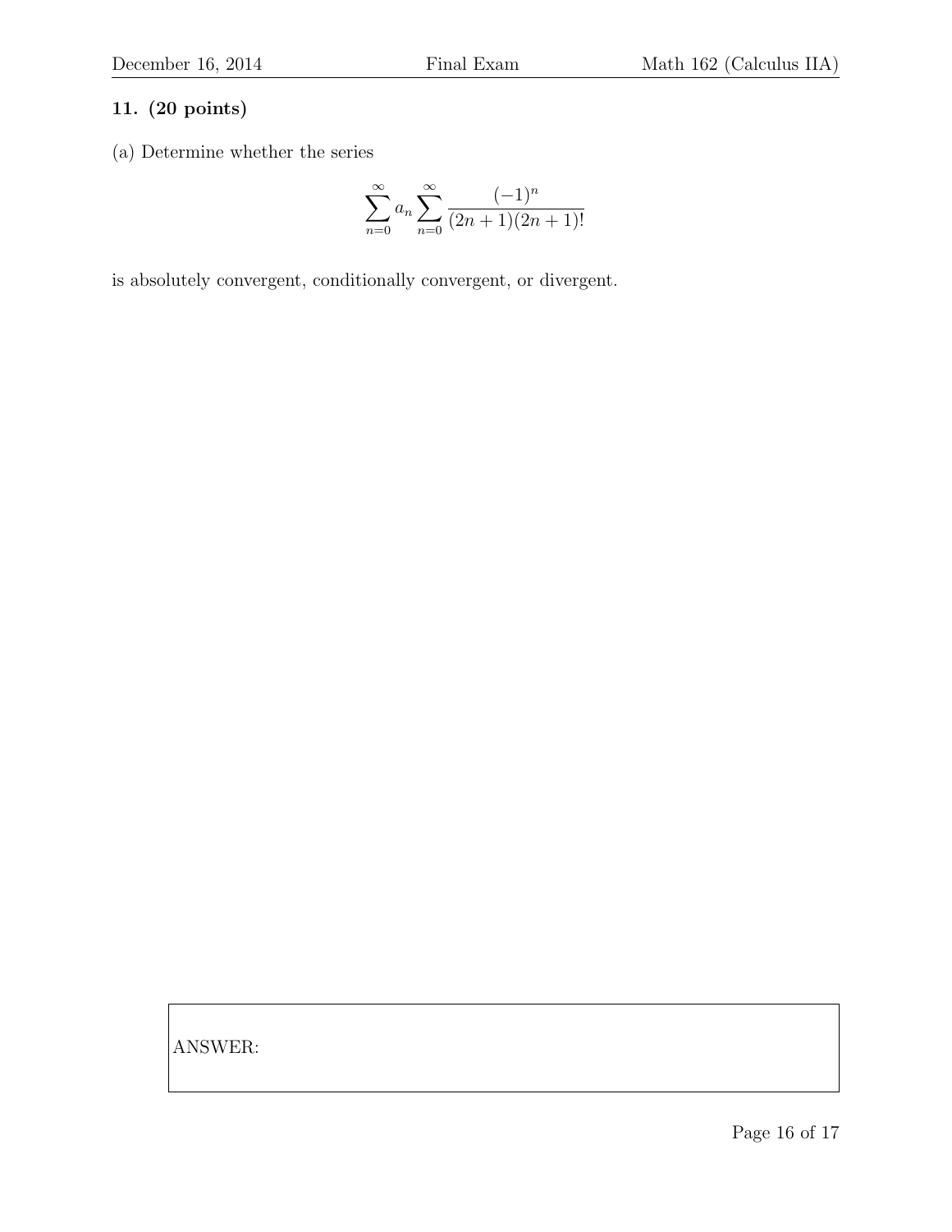**11. (20 points)**

(a) Determine whether the series

$$\sum_{n=0}^{\infty} a_n \sum_{n=0}^{\infty} \frac{(-1)^n}{(2n+1)(2n+1)!}$$

is absolutely convergent, conditionally convergent, or divergent.

ANSWER: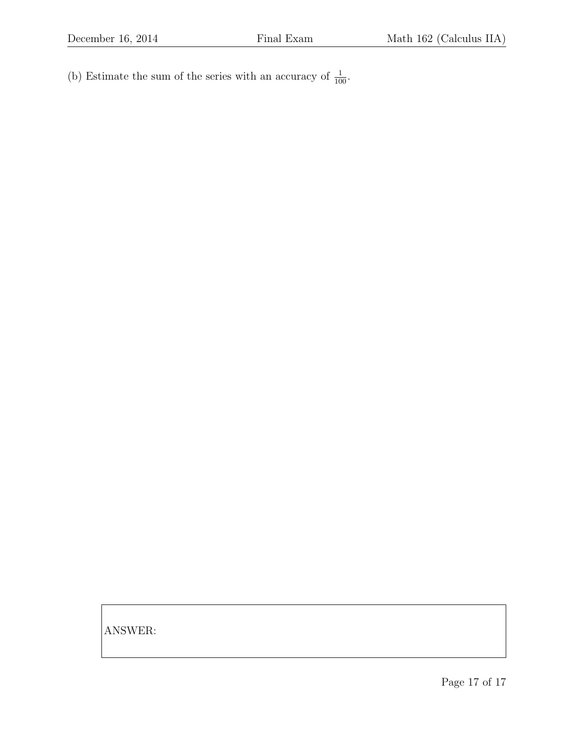(b) Estimate the sum of the series with an accuracy of $\frac{1}{100}$.

ANSWER: